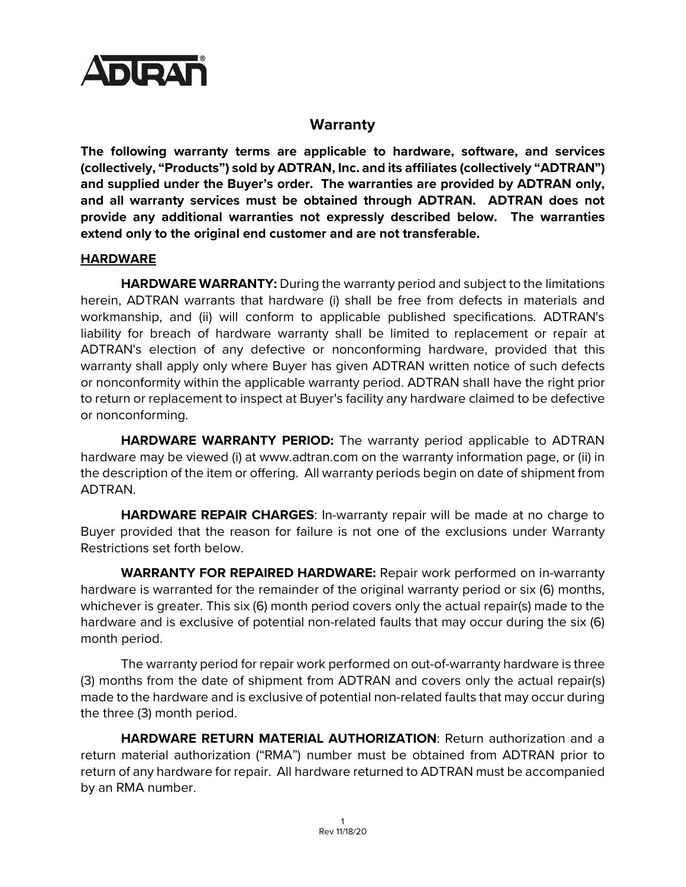ADTRAN

# Warranty

**The following warranty terms are applicable to hardware, software, and services (collectively, "Products") sold by ADTRAN, Inc. and its affiliates (collectively "ADTRAN") and supplied under the Buyer's order. The warranties are provided by ADTRAN only, and all warranty services must be obtained through ADTRAN. ADTRAN does not provide any additional warranties not expressly described below. The warranties extend only to the original end customer and are not transferable.**

## HARDWARE

**HARDWARE WARRANTY:** During the warranty period and subject to the limitations herein, ADTRAN warrants that hardware (i) shall be free from defects in materials and workmanship, and (ii) will conform to applicable published specifications. ADTRAN's liability for breach of hardware warranty shall be limited to replacement or repair at ADTRAN's election of any defective or nonconforming hardware, provided that this warranty shall apply only where Buyer has given ADTRAN written notice of such defects or nonconformity within the applicable warranty period. ADTRAN shall have the right prior to return or replacement to inspect at Buyer's facility any hardware claimed to be defective or nonconforming.

**HARDWARE WARRANTY PERIOD:** The warranty period applicable to ADTRAN hardware may be viewed (i) at www.adtran.com on the warranty information page, or (ii) in the description of the item or offering. All warranty periods begin on date of shipment from ADTRAN.

**HARDWARE REPAIR CHARGES**: In-warranty repair will be made at no charge to Buyer provided that the reason for failure is not one of the exclusions under Warranty Restrictions set forth below.

**WARRANTY FOR REPAIRED HARDWARE:** Repair work performed on in-warranty hardware is warranted for the remainder of the original warranty period or six (6) months, whichever is greater. This six (6) month period covers only the actual repair(s) made to the hardware and is exclusive of potential non-related faults that may occur during the six (6) month period.

The warranty period for repair work performed on out-of-warranty hardware is three (3) months from the date of shipment from ADTRAN and covers only the actual repair(s) made to the hardware and is exclusive of potential non-related faults that may occur during the three (3) month period.

**HARDWARE RETURN MATERIAL AUTHORIZATION**: Return authorization and a return material authorization ("RMA") number must be obtained from ADTRAN prior to return of any hardware for repair. All hardware returned to ADTRAN must be accompanied by an RMA number.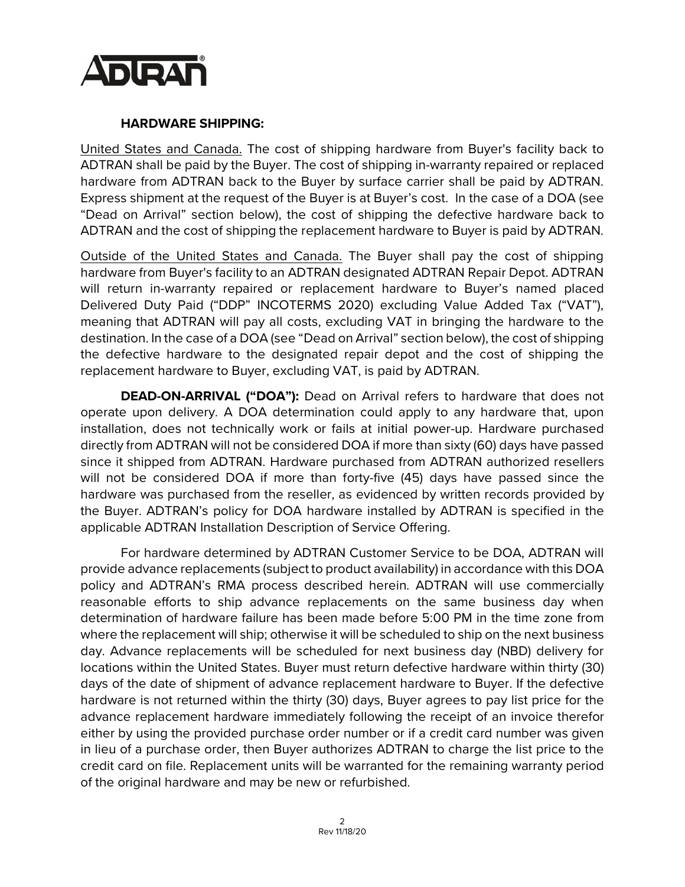## HARDWARE SHIPPING:

United States and Canada. The cost of shipping hardware from Buyer's facility back to ADTRAN shall be paid by the Buyer. The cost of shipping in-warranty repaired or replaced hardware from ADTRAN back to the Buyer by surface carrier shall be paid by ADTRAN. Express shipment at the request of the Buyer is at Buyer's cost. In the case of a DOA (see "Dead on Arrival" section below), the cost of shipping the defective hardware back to ADTRAN and the cost of shipping the replacement hardware to Buyer is paid by ADTRAN.

Outside of the United States and Canada. The Buyer shall pay the cost of shipping hardware from Buyer's facility to an ADTRAN designated ADTRAN Repair Depot. ADTRAN will return in-warranty repaired or replacement hardware to Buyer's named placed Delivered Duty Paid ("DDP" INCOTERMS 2020) excluding Value Added Tax ("VAT"), meaning that ADTRAN will pay all costs, excluding VAT in bringing the hardware to the destination. In the case of a DOA (see "Dead on Arrival" section below), the cost of shipping the defective hardware to the designated repair depot and the cost of shipping the replacement hardware to Buyer, excluding VAT, is paid by ADTRAN.

**DEAD-ON-ARRIVAL ("DOA"):** Dead on Arrival refers to hardware that does not operate upon delivery. A DOA determination could apply to any hardware that, upon installation, does not technically work or fails at initial power-up. Hardware purchased directly from ADTRAN will not be considered DOA if more than sixty (60) days have passed since it shipped from ADTRAN. Hardware purchased from ADTRAN authorized resellers will not be considered DOA if more than forty-five (45) days have passed since the hardware was purchased from the reseller, as evidenced by written records provided by the Buyer. ADTRAN's policy for DOA hardware installed by ADTRAN is specified in the applicable ADTRAN Installation Description of Service Offering.

For hardware determined by ADTRAN Customer Service to be DOA, ADTRAN will provide advance replacements (subject to product availability) in accordance with this DOA policy and ADTRAN's RMA process described herein. ADTRAN will use commercially reasonable efforts to ship advance replacements on the same business day when determination of hardware failure has been made before 5:00 PM in the time zone from where the replacement will ship; otherwise it will be scheduled to ship on the next business day. Advance replacements will be scheduled for next business day (NBD) delivery for locations within the United States. Buyer must return defective hardware within thirty (30) days of the date of shipment of advance replacement hardware to Buyer. If the defective hardware is not returned within the thirty (30) days, Buyer agrees to pay list price for the advance replacement hardware immediately following the receipt of an invoice therefor either by using the provided purchase order number or if a credit card number was given in lieu of a purchase order, then Buyer authorizes ADTRAN to charge the list price to the credit card on file. Replacement units will be warranted for the remaining warranty period of the original hardware and may be new or refurbished.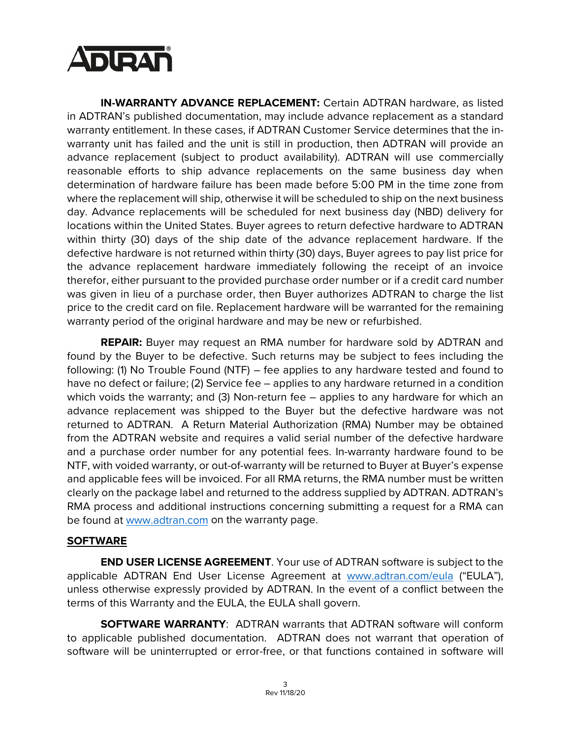**IN-WARRANTY ADVANCE REPLACEMENT:** Certain ADTRAN hardware, as listed in ADTRAN's published documentation, may include advance replacement as a standard warranty entitlement. In these cases, if ADTRAN Customer Service determines that the in-warranty unit has failed and the unit is still in production, then ADTRAN will provide an advance replacement (subject to product availability). ADTRAN will use commercially reasonable efforts to ship advance replacements on the same business day when determination of hardware failure has been made before 5:00 PM in the time zone from where the replacement will ship, otherwise it will be scheduled to ship on the next business day. Advance replacements will be scheduled for next business day (NBD) delivery for locations within the United States. Buyer agrees to return defective hardware to ADTRAN within thirty (30) days of the ship date of the advance replacement hardware. If the defective hardware is not returned within thirty (30) days, Buyer agrees to pay list price for the advance replacement hardware immediately following the receipt of an invoice therefor, either pursuant to the provided purchase order number or if a credit card number was given in lieu of a purchase order, then Buyer authorizes ADTRAN to charge the list price to the credit card on file. Replacement hardware will be warranted for the remaining warranty period of the original hardware and may be new or refurbished.

**REPAIR:** Buyer may request an RMA number for hardware sold by ADTRAN and found by the Buyer to be defective. Such returns may be subject to fees including the following: (1) No Trouble Found (NTF) – fee applies to any hardware tested and found to have no defect or failure; (2) Service fee – applies to any hardware returned in a condition which voids the warranty; and (3) Non-return fee – applies to any hardware for which an advance replacement was shipped to the Buyer but the defective hardware was not returned to ADTRAN. A Return Material Authorization (RMA) Number may be obtained from the ADTRAN website and requires a valid serial number of the defective hardware and a purchase order number for any potential fees. In-warranty hardware found to be NTF, with voided warranty, or out-of-warranty will be returned to Buyer at Buyer's expense and applicable fees will be invoiced. For all RMA returns, the RMA number must be written clearly on the package label and returned to the address supplied by ADTRAN. ADTRAN's RMA process and additional instructions concerning submitting a request for a RMA can be found at [www.adtran.com](http://www.adtran.com) on the warranty page.

## SOFTWARE

**END USER LICENSE AGREEMENT**. Your use of ADTRAN software is subject to the applicable ADTRAN End User License Agreement at [www.adtran.com/eula](http://www.adtran.com/eula) ("EULA"), unless otherwise expressly provided by ADTRAN. In the event of a conflict between the terms of this Warranty and the EULA, the EULA shall govern.

**SOFTWARE WARRANTY**: ADTRAN warrants that ADTRAN software will conform to applicable published documentation. ADTRAN does not warrant that operation of software will be uninterrupted or error-free, or that functions contained in software will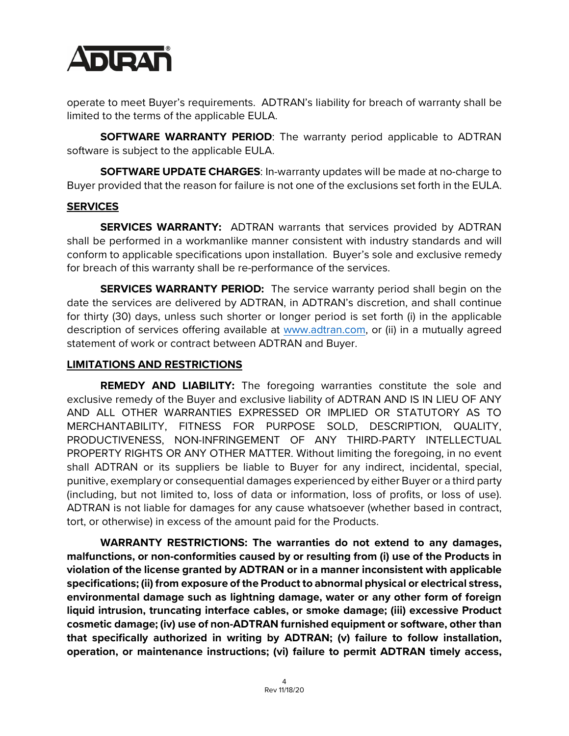operate to meet Buyer's requirements. ADTRAN's liability for breach of warranty shall be limited to the terms of the applicable EULA.

**SOFTWARE WARRANTY PERIOD**: The warranty period applicable to ADTRAN software is subject to the applicable EULA.

**SOFTWARE UPDATE CHARGES**: In-warranty updates will be made at no-charge to Buyer provided that the reason for failure is not one of the exclusions set forth in the EULA.

## SERVICES

**SERVICES WARRANTY:** ADTRAN warrants that services provided by ADTRAN shall be performed in a workmanlike manner consistent with industry standards and will conform to applicable specifications upon installation. Buyer's sole and exclusive remedy for breach of this warranty shall be re-performance of the services.

**SERVICES WARRANTY PERIOD:** The service warranty period shall begin on the date the services are delivered by ADTRAN, in ADTRAN's discretion, and shall continue for thirty (30) days, unless such shorter or longer period is set forth (i) in the applicable description of services offering available at www.adtran.com, or (ii) in a mutually agreed statement of work or contract between ADTRAN and Buyer.

## LIMITATIONS AND RESTRICTIONS

**REMEDY AND LIABILITY:** The foregoing warranties constitute the sole and exclusive remedy of the Buyer and exclusive liability of ADTRAN AND IS IN LIEU OF ANY AND ALL OTHER WARRANTIES EXPRESSED OR IMPLIED OR STATUTORY AS TO MERCHANTABILITY, FITNESS FOR PURPOSE SOLD, DESCRIPTION, QUALITY, PRODUCTIVENESS, NON-INFRINGEMENT OF ANY THIRD-PARTY INTELLECTUAL PROPERTY RIGHTS OR ANY OTHER MATTER. Without limiting the foregoing, in no event shall ADTRAN or its suppliers be liable to Buyer for any indirect, incidental, special, punitive, exemplary or consequential damages experienced by either Buyer or a third party (including, but not limited to, loss of data or information, loss of profits, or loss of use). ADTRAN is not liable for damages for any cause whatsoever (whether based in contract, tort, or otherwise) in excess of the amount paid for the Products.

**WARRANTY RESTRICTIONS: The warranties do not extend to any damages, malfunctions, or non-conformities caused by or resulting from (i) use of the Products in violation of the license granted by ADTRAN or in a manner inconsistent with applicable specifications; (ii) from exposure of the Product to abnormal physical or electrical stress, environmental damage such as lightning damage, water or any other form of foreign liquid intrusion, truncating interface cables, or smoke damage; (iii) excessive Product cosmetic damage; (iv) use of non-ADTRAN furnished equipment or software, other than that specifically authorized in writing by ADTRAN; (v) failure to follow installation, operation, or maintenance instructions; (vi) failure to permit ADTRAN timely access,**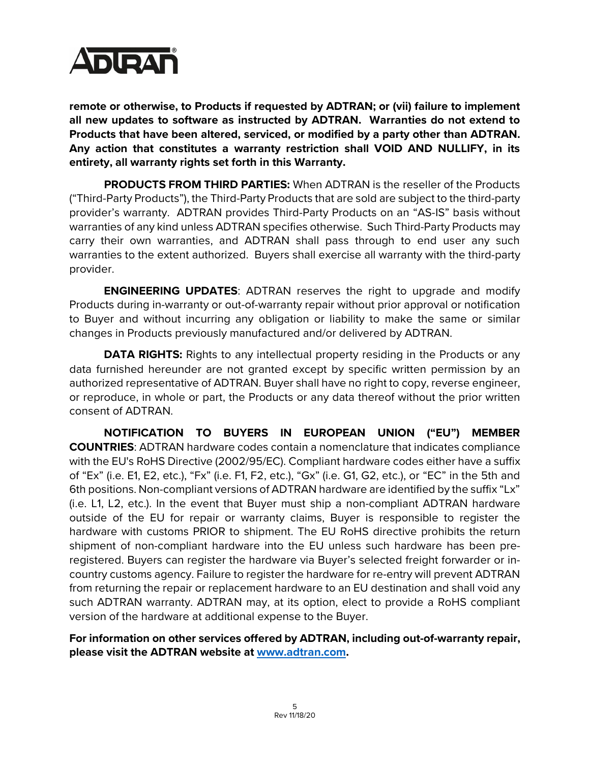**remote or otherwise, to Products if requested by ADTRAN; or (vii) failure to implement all new updates to software as instructed by ADTRAN. Warranties do not extend to Products that have been altered, serviced, or modified by a party other than ADTRAN. Any action that constitutes a warranty restriction shall VOID AND NULLIFY, in its entirety, all warranty rights set forth in this Warranty.**

**PRODUCTS FROM THIRD PARTIES:** When ADTRAN is the reseller of the Products ("Third-Party Products"), the Third-Party Products that are sold are subject to the third-party provider's warranty. ADTRAN provides Third-Party Products on an "AS-IS" basis without warranties of any kind unless ADTRAN specifies otherwise. Such Third-Party Products may carry their own warranties, and ADTRAN shall pass through to end user any such warranties to the extent authorized. Buyers shall exercise all warranty with the third-party provider.

**ENGINEERING UPDATES**: ADTRAN reserves the right to upgrade and modify Products during in-warranty or out-of-warranty repair without prior approval or notification to Buyer and without incurring any obligation or liability to make the same or similar changes in Products previously manufactured and/or delivered by ADTRAN.

**DATA RIGHTS:** Rights to any intellectual property residing in the Products or any data furnished hereunder are not granted except by specific written permission by an authorized representative of ADTRAN. Buyer shall have no right to copy, reverse engineer, or reproduce, in whole or part, the Products or any data thereof without the prior written consent of ADTRAN.

**NOTIFICATION TO BUYERS IN EUROPEAN UNION ("EU") MEMBER COUNTRIES**: ADTRAN hardware codes contain a nomenclature that indicates compliance with the EU's RoHS Directive (2002/95/EC). Compliant hardware codes either have a suffix of "Ex" (i.e. E1, E2, etc.), "Fx" (i.e. F1, F2, etc.), "Gx" (i.e. G1, G2, etc.), or "EC" in the 5th and 6th positions. Non-compliant versions of ADTRAN hardware are identified by the suffix "Lx" (i.e. L1, L2, etc.). In the event that Buyer must ship a non-compliant ADTRAN hardware outside of the EU for repair or warranty claims, Buyer is responsible to register the hardware with customs PRIOR to shipment. The EU RoHS directive prohibits the return shipment of non-compliant hardware into the EU unless such hardware has been pre-registered. Buyers can register the hardware via Buyer's selected freight forwarder or in-country customs agency. Failure to register the hardware for re-entry will prevent ADTRAN from returning the repair or replacement hardware to an EU destination and shall void any such ADTRAN warranty. ADTRAN may, at its option, elect to provide a RoHS compliant version of the hardware at additional expense to the Buyer.

**For information on other services offered by ADTRAN, including out-of-warranty repair, please visit the ADTRAN website at [www.adtran.com](http://www.adtran.com).**

Rev 11/18/20